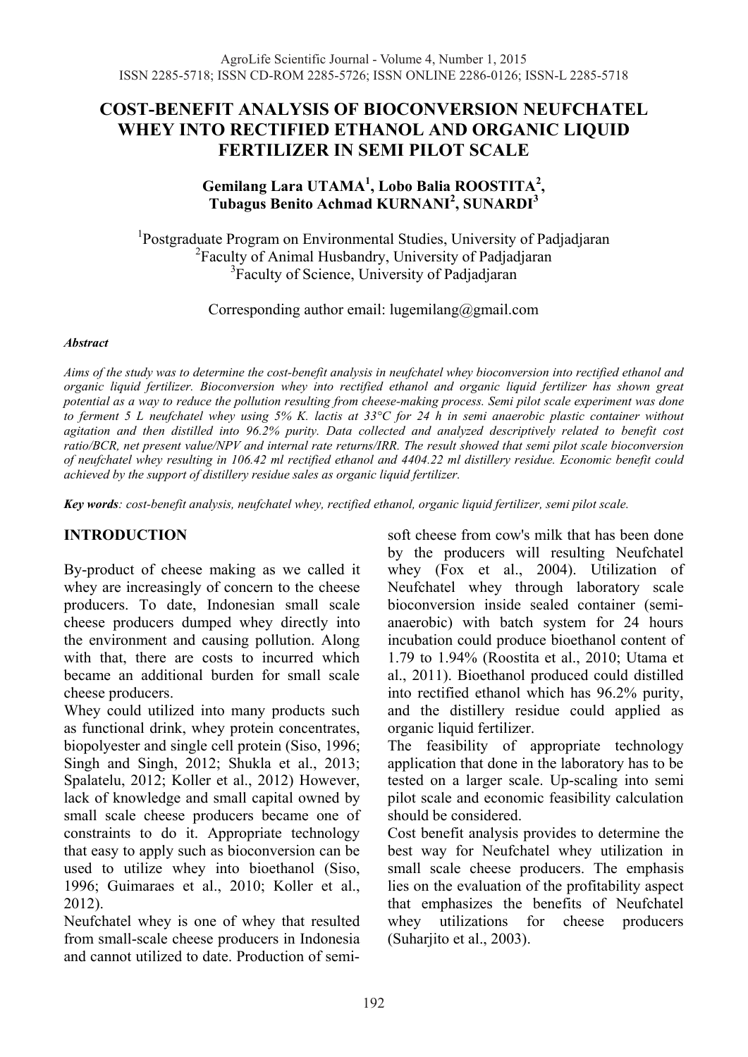# COST-BENEFIT ANALYSIS OF BIOCONVERSION NEUFCHATEL WHEY INTO RECTIFIED ETHANOL AND ORGANIC LIQUID FERTILIZER IN SEMI PILOT SCALE

**Gemilang Lara UTAMA[1], Lobo Balia ROOSTITA[2], Tubagus Benito Achmad KURNANI[2], SUNARDI[3]**

[1]Postgraduate Program on Environmental Studies, University of Padjadjaran
[2]Faculty of Animal Husbandry, University of Padjadjaran
[3]Faculty of Science, University of Padjadjaran

Corresponding author email: lugemilang@gmail.com

***Abstract***

*Aims of the study was to determine the cost-benefit analysis in neufchatel whey bioconversion into rectified ethanol and organic liquid fertilizer. Bioconversion whey into rectified ethanol and organic liquid fertilizer has shown great potential as a way to reduce the pollution resulting from cheese-making process. Semi pilot scale experiment was done to ferment 5 L neufchatel whey using 5% K. lactis at 33°C for 24 h in semi anaerobic plastic container without agitation and then distilled into 96.2% purity. Data collected and analyzed descriptively related to benefit cost ratio/BCR, net present value/NPV and internal rate returns/IRR. The result showed that semi pilot scale bioconversion of neufchatel whey resulting in 106.42 ml rectified ethanol and 4404.22 ml distillery residue. Economic benefit could achieved by the support of distillery residue sales as organic liquid fertilizer.*

***Key words****: cost-benefit analysis, neufchatel whey, rectified ethanol, organic liquid fertilizer, semi pilot scale.*

## INTRODUCTION

By-product of cheese making as we called it whey are increasingly of concern to the cheese producers. To date, Indonesian small scale cheese producers dumped whey directly into the environment and causing pollution. Along with that, there are costs to incurred which became an additional burden for small scale cheese producers.

Whey could utilized into many products such as functional drink, whey protein concentrates, biopolyester and single cell protein (Siso, 1996; Singh and Singh, 2012; Shukla et al., 2013; Spalatelu, 2012; Koller et al., 2012) However, lack of knowledge and small capital owned by small scale cheese producers became one of constraints to do it. Appropriate technology that easy to apply such as bioconversion can be used to utilize whey into bioethanol (Siso, 1996; Guimaraes et al., 2010; Koller et al., 2012).

Neufchatel whey is one of whey that resulted from small-scale cheese producers in Indonesia and cannot utilized to date. Production of semi-soft cheese from cow's milk that has been done by the producers will resulting Neufchatel whey (Fox et al., 2004). Utilization of Neufchatel whey through laboratory scale bioconversion inside sealed container (semi-anaerobic) with batch system for 24 hours incubation could produce bioethanol content of 1.79 to 1.94% (Roostita et al., 2010; Utama et al., 2011). Bioethanol produced could distilled into rectified ethanol which has 96.2% purity, and the distillery residue could applied as organic liquid fertilizer.

The feasibility of appropriate technology application that done in the laboratory has to be tested on a larger scale. Up-scaling into semi pilot scale and economic feasibility calculation should be considered.

Cost benefit analysis provides to determine the best way for Neufchatel whey utilization in small scale cheese producers. The emphasis lies on the evaluation of the profitability aspect that emphasizes the benefits of Neufchatel whey utilizations for cheese producers (Suharjito et al., 2003).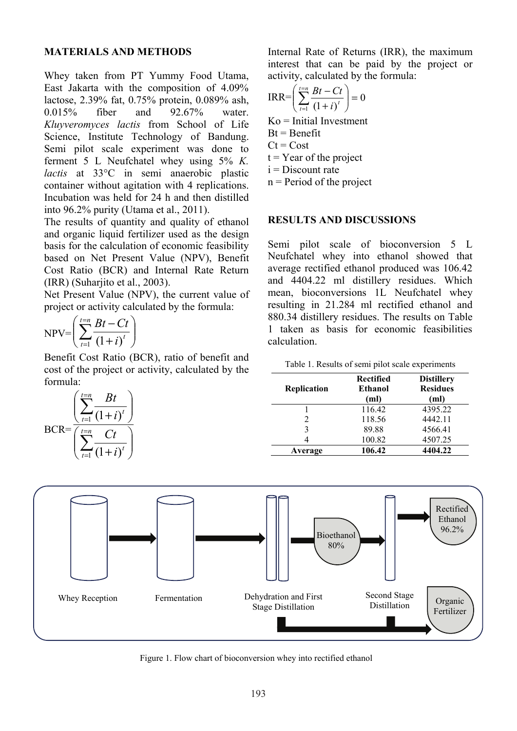## MATERIALS AND METHODS

Whey taken from PT Yummy Food Utama, East Jakarta with the composition of 4.09% lactose, 2.39% fat, 0.75% protein, 0.089% ash, 0.015% fiber and 92.67% water. *Kluyveromyces lactis* from School of Life Science, Institute Technology of Bandung. Semi pilot scale experiment was done to ferment 5 L Neufchatel whey using 5% *K. lactis* at 33°C in semi anaerobic plastic container without agitation with 4 replications. Incubation was held for 24 h and then distilled into 96.2% purity (Utama et al., 2011).

The results of quantity and quality of ethanol and organic liquid fertilizer used as the design basis for the calculation of economic feasibility based on Net Present Value (NPV), Benefit Cost Ratio (BCR) and Internal Rate Return (IRR) (Suharjito et al., 2003).

Net Present Value (NPV), the current value of project or activity calculated by the formula:

$$\text{NPV}=\left(\sum_{t=1}^{t=n}\frac{Bt-Ct}{(1+i)^t}\right)$$

Benefit Cost Ratio (BCR), ratio of benefit and cost of the project or activity, calculated by the formula:

$$\text{BCR}=\frac{\left(\sum_{t=1}^{t=n}\frac{Bt}{(1+i)^t}\right)}{\left(\sum_{t=1}^{t=n}\frac{Ct}{(1+i)^t}\right)}$$

Internal Rate of Returns (IRR), the maximum interest that can be paid by the project or activity, calculated by the formula:

$$\text{IRR}=\left(\sum_{t=1}^{t=n}\frac{Bt-Ct}{(1+i)^t}\right)=0$$

Ko = Initial Investment
Bt = Benefit
Ct = Cost
t = Year of the project
i = Discount rate
n = Period of the project

## RESULTS AND DISCUSSIONS

Semi pilot scale of bioconversion 5 L Neufchatel whey into ethanol showed that average rectified ethanol produced was 106.42 and 4404.22 ml distillery residues. Which mean, bioconversions 1L Neufchatel whey resulting in 21.284 ml rectified ethanol and 880.34 distillery residues. The results on Table 1 taken as basis for economic feasibilities calculation.

Table 1. Results of semi pilot scale experiments

| Replication | Rectified Ethanol (ml) | Distillery Residues (ml) |
|---|---|---|
| 1 | 116.42 | 4395.22 |
| 2 | 118.56 | 4442.11 |
| 3 | 89.88 | 4566.41 |
| 4 | 100.82 | 4507.25 |
| **Average** | **106.42** | **4404.22** |

Whey Reception
Fermentation
Dehydration and First Stage Distillation
Bioethanol 80%
Second Stage Distillation
Rectified Ethanol 96.2%
Organic Fertilizer

Figure 1. Flow chart of bioconversion whey into rectified ethanol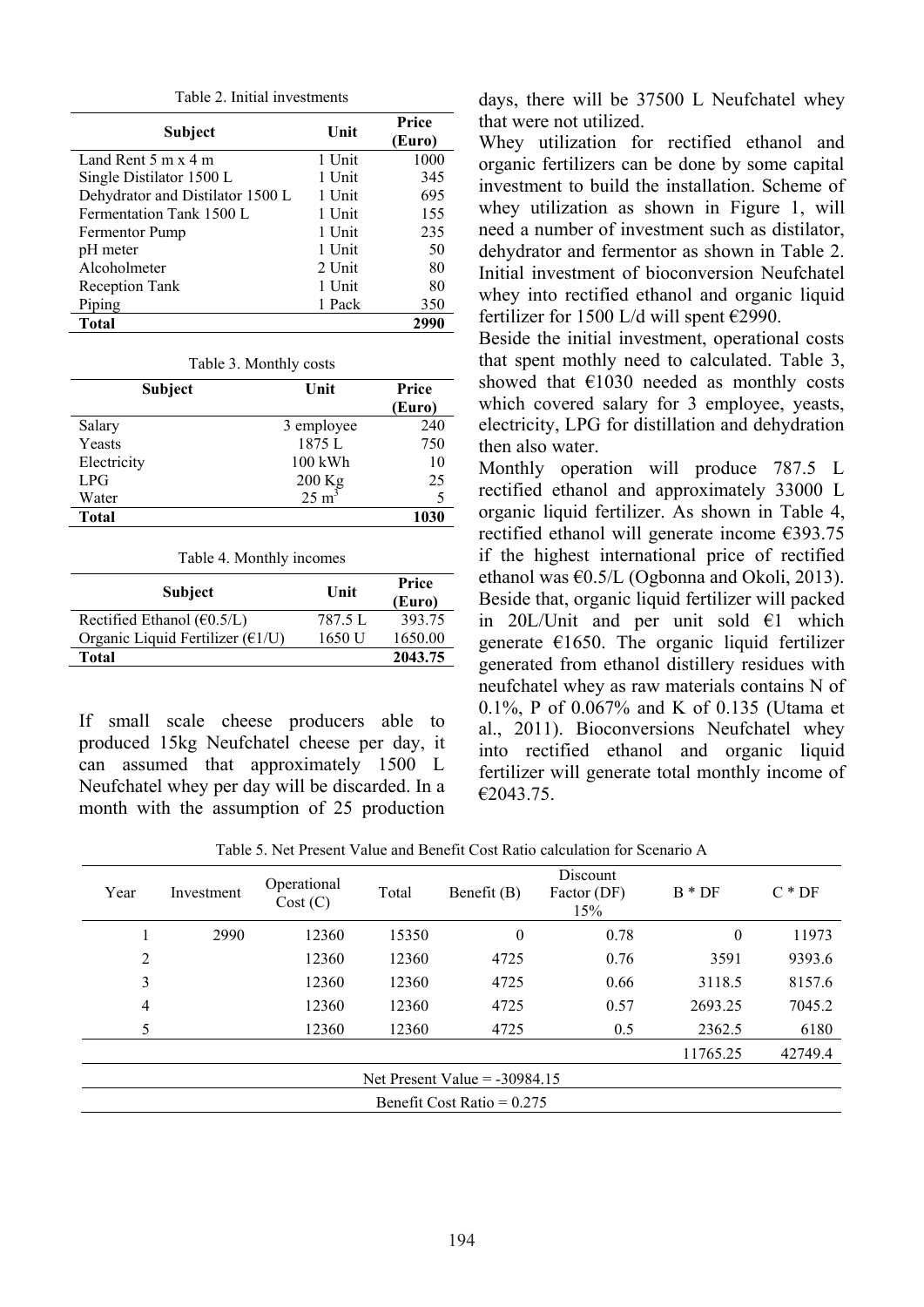Table 2. Initial investments

| Subject | Unit | Price (Euro) |
|---|---|---|
| Land Rent 5 m x 4 m | 1 Unit | 1000 |
| Single Distilator 1500 L | 1 Unit | 345 |
| Dehydrator and Distilator 1500 L | 1 Unit | 695 |
| Fermentation Tank 1500 L | 1 Unit | 155 |
| Fermentor Pump | 1 Unit | 235 |
| pH meter | 1 Unit | 50 |
| Alcoholmeter | 2 Unit | 80 |
| Reception Tank | 1 Unit | 80 |
| Piping | 1 Pack | 350 |
| **Total** | | **2990** |

Table 3. Monthly costs

| Subject | Unit | Price (Euro) |
|---|---|---|
| Salary | 3 employee | 240 |
| Yeasts | 1875 L | 750 |
| Electricity | 100 kWh | 10 |
| LPG | 200 Kg | 25 |
| Water | 25 $m^3$ | 5 |
| **Total** | | **1030** |

Table 4. Monthly incomes

| Subject | Unit | Price (Euro) |
|---|---|---|
| Rectified Ethanol (€0.5/L) | 787.5 L | 393.75 |
| Organic Liquid Fertilizer (€1/U) | 1650 U | 1650.00 |
| **Total** | | **2043.75** |

If small scale cheese producers able to produced 15kg Neufchatel cheese per day, it can assumed that approximately 1500 L Neufchatel whey per day will be discarded. In a month with the assumption of 25 production days, there will be 37500 L Neufchatel whey that were not utilized.

Whey utilization for rectified ethanol and organic fertilizers can be done by some capital investment to build the installation. Scheme of whey utilization as shown in Figure 1, will need a number of investment such as distilator, dehydrator and fermentor as shown in Table 2. Initial investment of bioconversion Neufchatel whey into rectified ethanol and organic liquid fertilizer for 1500 L/d will spent €2990.

Beside the initial investment, operational costs that spent mothly need to calculated. Table 3, showed that €1030 needed as monthly costs which covered salary for 3 employee, yeasts, electricity, LPG for distillation and dehydration then also water.

Monthly operation will produce 787.5 L rectified ethanol and approximately 33000 L organic liquid fertilizer. As shown in Table 4, rectified ethanol will generate income €393.75 if the highest international price of rectified ethanol was €0.5/L (Ogbonna and Okoli, 2013). Beside that, organic liquid fertilizer will packed in 20L/Unit and per unit sold €1 which generate €1650. The organic liquid fertilizer generated from ethanol distillery residues with neufchatel whey as raw materials contains N of 0.1%, P of 0.067% and K of 0.135 (Utama et al., 2011). Bioconversions Neufchatel whey into rectified ethanol and organic liquid fertilizer will generate total monthly income of €2043.75.

Table 5. Net Present Value and Benefit Cost Ratio calculation for Scenario A

| Year | Investment | Operational Cost (C) | Total | Benefit (B) | Discount Factor (DF) 15% | B * DF | C * DF |
|---|---|---|---|---|---|---|---|
| 1 | 2990 | 12360 | 15350 | 0 | 0.78 | 0 | 11973 |
| 2 | | 12360 | 12360 | 4725 | 0.76 | 3591 | 9393.6 |
| 3 | | 12360 | 12360 | 4725 | 0.66 | 3118.5 | 8157.6 |
| 4 | | 12360 | 12360 | 4725 | 0.57 | 2693.25 | 7045.2 |
| 5 | | 12360 | 12360 | 4725 | 0.5 | 2362.5 | 6180 |
| | | | | | | 11765.25 | 42749.4 |
| Net Present Value = -30984.15 | | | | | | | |
| Benefit Cost Ratio = 0.275 | | | | | | | |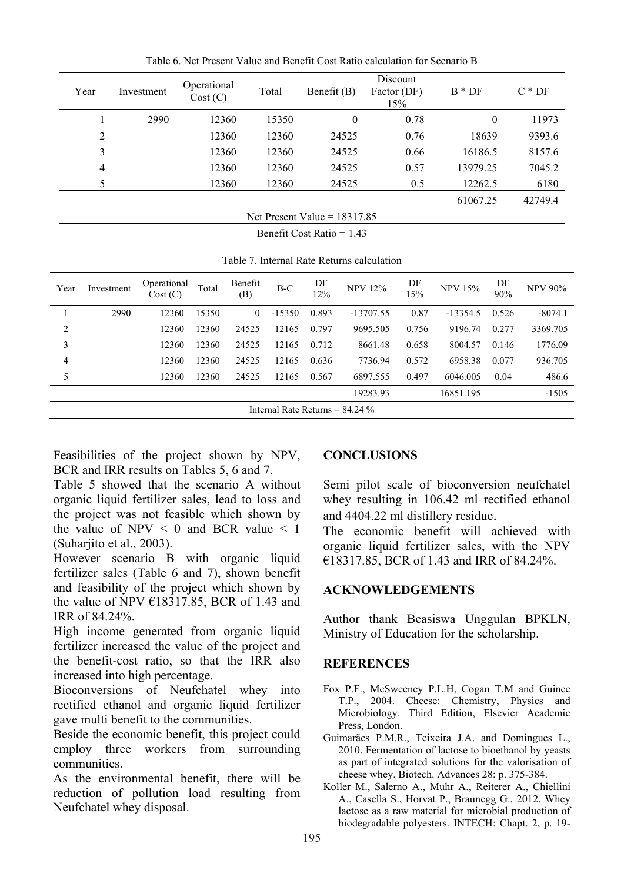Table 6. Net Present Value and Benefit Cost Ratio calculation for Scenario B

| Year | Investment | Operational Cost (C) | Total | Benefit (B) | Discount Factor (DF) 15% | B * DF | C * DF |
|---|---|---|---|---|---|---|---|
| 1 | 2990 | 12360 | 15350 | 0 | 0.78 | 0 | 11973 |
| 2 | | 12360 | 12360 | 24525 | 0.76 | 18639 | 9393.6 |
| 3 | | 12360 | 12360 | 24525 | 0.66 | 16186.5 | 8157.6 |
| 4 | | 12360 | 12360 | 24525 | 0.57 | 13979.25 | 7045.2 |
| 5 | | 12360 | 12360 | 24525 | 0.5 | 12262.5 | 6180 |
| | | | | | | 61067.25 | 42749.4 |
| Net Present Value = 18317.85 | | | | | | | |
| Benefit Cost Ratio = 1.43 | | | | | | | |

Table 7. Internal Rate Returns calculation

| Year | Investment | Operational Cost (C) | Total | Benefit (B) | B-C | DF 12% | NPV 12% | DF 15% | NPV 15% | DF 90% | NPV 90% |
|---|---|---|---|---|---|---|---|---|---|---|---|
| 1 | 2990 | 12360 | 15350 | 0 | -15350 | 0.893 | -13707.55 | 0.87 | -13354.5 | 0.526 | -8074.1 |
| 2 | | 12360 | 12360 | 24525 | 12165 | 0.797 | 9695.505 | 0.756 | 9196.74 | 0.277 | 3369.705 |
| 3 | | 12360 | 12360 | 24525 | 12165 | 0.712 | 8661.48 | 0.658 | 8004.57 | 0.146 | 1776.09 |
| 4 | | 12360 | 12360 | 24525 | 12165 | 0.636 | 7736.94 | 0.572 | 6958.38 | 0.077 | 936.705 |
| 5 | | 12360 | 12360 | 24525 | 12165 | 0.567 | 6897.555 | 0.497 | 6046.005 | 0.04 | 486.6 |
| | | | | | | | 19283.93 | | 16851.195 | | -1505 |
| Internal Rate Returns = 84.24 % | | | | | | | | | | | |

Feasibilities of the project shown by NPV, BCR and IRR results on Tables 5, 6 and 7.

Table 5 showed that the scenario A without organic liquid fertilizer sales, lead to loss and the project was not feasible which shown by the value of NPV < 0 and BCR value < 1 (Suharjito et al., 2003).

However scenario B with organic liquid fertilizer sales (Table 6 and 7), shown benefit and feasibility of the project which shown by the value of NPV €18317.85, BCR of 1.43 and IRR of 84.24%.

High income generated from organic liquid fertilizer increased the value of the project and the benefit-cost ratio, so that the IRR also increased into high percentage.

Bioconversions of Neufchatel whey into rectified ethanol and organic liquid fertilizer gave multi benefit to the communities.

Beside the economic benefit, this project could employ three workers from surrounding communities.

As the environmental benefit, there will be reduction of pollution load resulting from Neufchatel whey disposal.

## CONCLUSIONS

Semi pilot scale of bioconversion neufchatel whey resulting in 106.42 ml rectified ethanol and 4404.22 ml distillery residue.

The economic benefit will achieved with organic liquid fertilizer sales, with the NPV €18317.85, BCR of 1.43 and IRR of 84.24%.

## ACKNOWLEDGEMENTS

Author thank Beasiswa Unggulan BPKLN, Ministry of Education for the scholarship.

## REFERENCES

Fox P.F., McSweeney P.L.H, Cogan T.M and Guinee T.P., 2004. Cheese: Chemistry, Physics and Microbiology. Third Edition, Elsevier Academic Press, London.

Guimarães P.M.R., Teixeira J.A. and Domingues L., 2010. Fermentation of lactose to bioethanol by yeasts as part of integrated solutions for the valorisation of cheese whey. Biotech. Advances 28: p. 375-384.

Koller M., Salerno A., Muhr A., Reiterer A., Chiellini A., Casella S., Horvat P., Braunegg G., 2012. Whey lactose as a raw material for microbial production of biodegradable polyesters. INTECH: Chapt. 2, p. 19-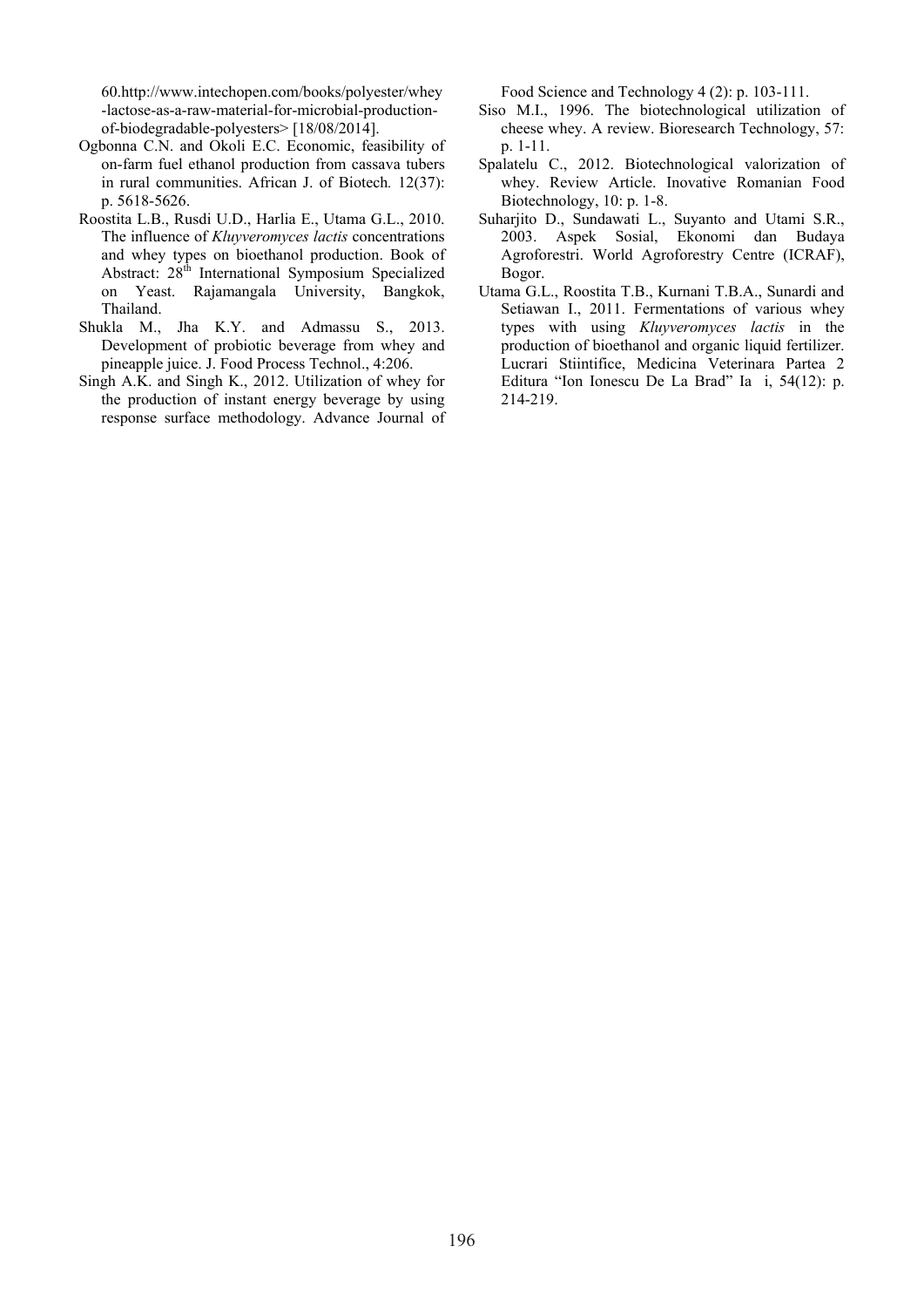60.http://www.intechopen.com/books/polyester/whey-lactose-as-a-raw-material-for-microbial-production-of-biodegradable-polyesters> [18/08/2014].

Ogbonna C.N. and Okoli E.C. Economic, feasibility of on-farm fuel ethanol production from cassava tubers in rural communities. African J. of Biotech*.* 12(37): p. 5618-5626.

Roostita L.B., Rusdi U.D., Harlia E., Utama G.L., 2010. The influence of *Kluyveromyces lactis* concentrations and whey types on bioethanol production. Book of Abstract: 28th International Symposium Specialized on Yeast. Rajamangala University, Bangkok, Thailand.

Shukla M., Jha K.Y. and Admassu S., 2013. Development of probiotic beverage from whey and pineapple juice. J. Food Process Technol., 4:206.

Singh A.K. and Singh K., 2012. Utilization of whey for the production of instant energy beverage by using response surface methodology. Advance Journal of Food Science and Technology 4 (2): p. 103-111.

Siso M.I., 1996. The biotechnological utilization of cheese whey. A review. Bioresearch Technology, 57: p. 1-11.

Spalatelu C., 2012. Biotechnological valorization of whey. Review Article. Inovative Romanian Food Biotechnology, 10: p. 1-8.

Suharjito D., Sundawati L., Suyanto and Utami S.R., 2003. Aspek Sosial, Ekonomi dan Budaya Agroforestri. World Agroforestry Centre (ICRAF), Bogor.

Utama G.L., Roostita T.B., Kurnani T.B.A., Sunardi and Setiawan I., 2011. Fermentations of various whey types with using *Kluyveromyces lactis* in the production of bioethanol and organic liquid fertilizer. Lucrari Stiintifice, Medicina Veterinara Partea 2 Editura "Ion Ionescu De La Brad" Ia i, 54(12): p. 214-219.